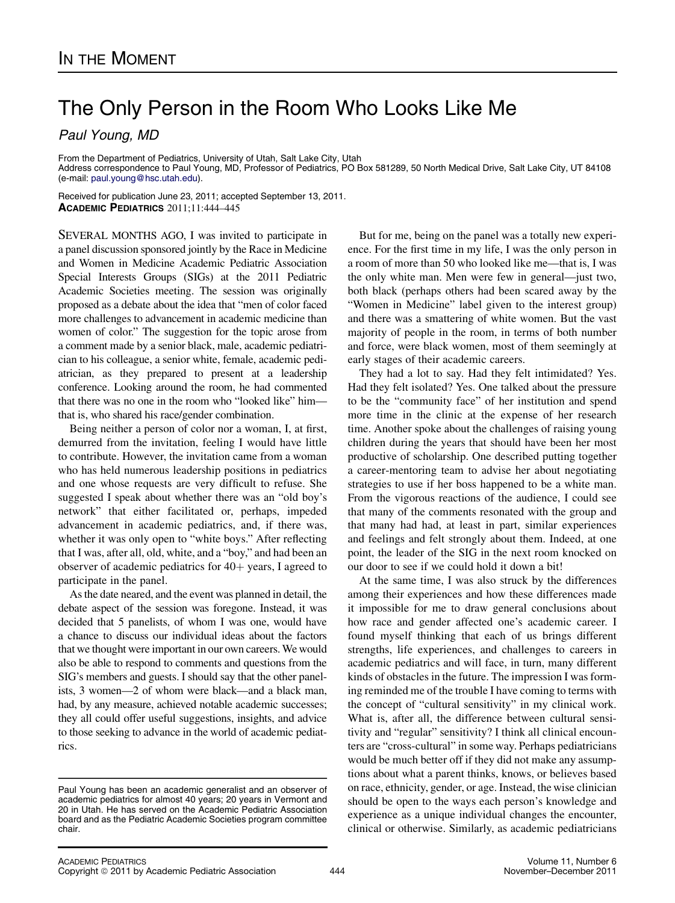# In the Moment

# The Only Person in the Room Who Looks Like Me

*Paul Young, MD*

From the Department of Pediatrics, University of Utah, Salt Lake City, Utah
Address correspondence to Paul Young, MD, Professor of Pediatrics, PO Box 581289, 50 North Medical Drive, Salt Lake City, UT 84108 (e-mail: paul.young@hsc.utah.edu).

Received for publication June 23, 2011; accepted September 13, 2011.

**Academic Pediatrics** 2011;11:444–445

SEVERAL MONTHS AGO, I was invited to participate in a panel discussion sponsored jointly by the Race in Medicine and Women in Medicine Academic Pediatric Association Special Interests Groups (SIGs) at the 2011 Pediatric Academic Societies meeting. The session was originally proposed as a debate about the idea that "men of color faced more challenges to advancement in academic medicine than women of color." The suggestion for the topic arose from a comment made by a senior black, male, academic pediatrician to his colleague, a senior white, female, academic pediatrician, as they prepared to present at a leadership conference. Looking around the room, he had commented that there was no one in the room who "looked like" him—that is, who shared his race/gender combination.

Being neither a person of color nor a woman, I, at first, demurred from the invitation, feeling I would have little to contribute. However, the invitation came from a woman who has held numerous leadership positions in pediatrics and one whose requests are very difficult to refuse. She suggested I speak about whether there was an "old boy's network" that either facilitated or, perhaps, impeded advancement in academic pediatrics, and, if there was, whether it was only open to "white boys." After reflecting that I was, after all, old, white, and a "boy," and had been an observer of academic pediatrics for 40+ years, I agreed to participate in the panel.

As the date neared, and the event was planned in detail, the debate aspect of the session was foregone. Instead, it was decided that 5 panelists, of whom I was one, would have a chance to discuss our individual ideas about the factors that we thought were important in our own careers. We would also be able to respond to comments and questions from the SIG's members and guests. I should say that the other panelists, 3 women—2 of whom were black—and a black man, had, by any measure, achieved notable academic successes; they all could offer useful suggestions, insights, and advice to those seeking to advance in the world of academic pediatrics.

Paul Young has been an academic generalist and an observer of academic pediatrics for almost 40 years; 20 years in Vermont and 20 in Utah. He has served on the Academic Pediatric Association board and as the Pediatric Academic Societies program committee chair.

But for me, being on the panel was a totally new experience. For the first time in my life, I was the only person in a room of more than 50 who looked like me—that is, I was the only white man. Men were few in general—just two, both black (perhaps others had been scared away by the "Women in Medicine" label given to the interest group) and there was a smattering of white women. But the vast majority of people in the room, in terms of both number and force, were black women, most of them seemingly at early stages of their academic careers.

They had a lot to say. Had they felt intimidated? Yes. Had they felt isolated? Yes. One talked about the pressure to be the "community face" of her institution and spend more time in the clinic at the expense of her research time. Another spoke about the challenges of raising young children during the years that should have been her most productive of scholarship. One described putting together a career-mentoring team to advise her about negotiating strategies to use if her boss happened to be a white man. From the vigorous reactions of the audience, I could see that many of the comments resonated with the group and that many had had, at least in part, similar experiences and feelings and felt strongly about them. Indeed, at one point, the leader of the SIG in the next room knocked on our door to see if we could hold it down a bit!

At the same time, I was also struck by the differences among their experiences and how these differences made it impossible for me to draw general conclusions about how race and gender affected one's academic career. I found myself thinking that each of us brings different strengths, life experiences, and challenges to careers in academic pediatrics and will face, in turn, many different kinds of obstacles in the future. The impression I was forming reminded me of the trouble I have coming to terms with the concept of "cultural sensitivity" in my clinical work. What is, after all, the difference between cultural sensitivity and "regular" sensitivity? I think all clinical encounters are "cross-cultural" in some way. Perhaps pediatricians would be much better off if they did not make any assumptions about what a parent thinks, knows, or believes based on race, ethnicity, gender, or age. Instead, the wise clinician should be open to the ways each person's knowledge and experience as a unique individual changes the encounter, clinical or otherwise. Similarly, as academic pediatricians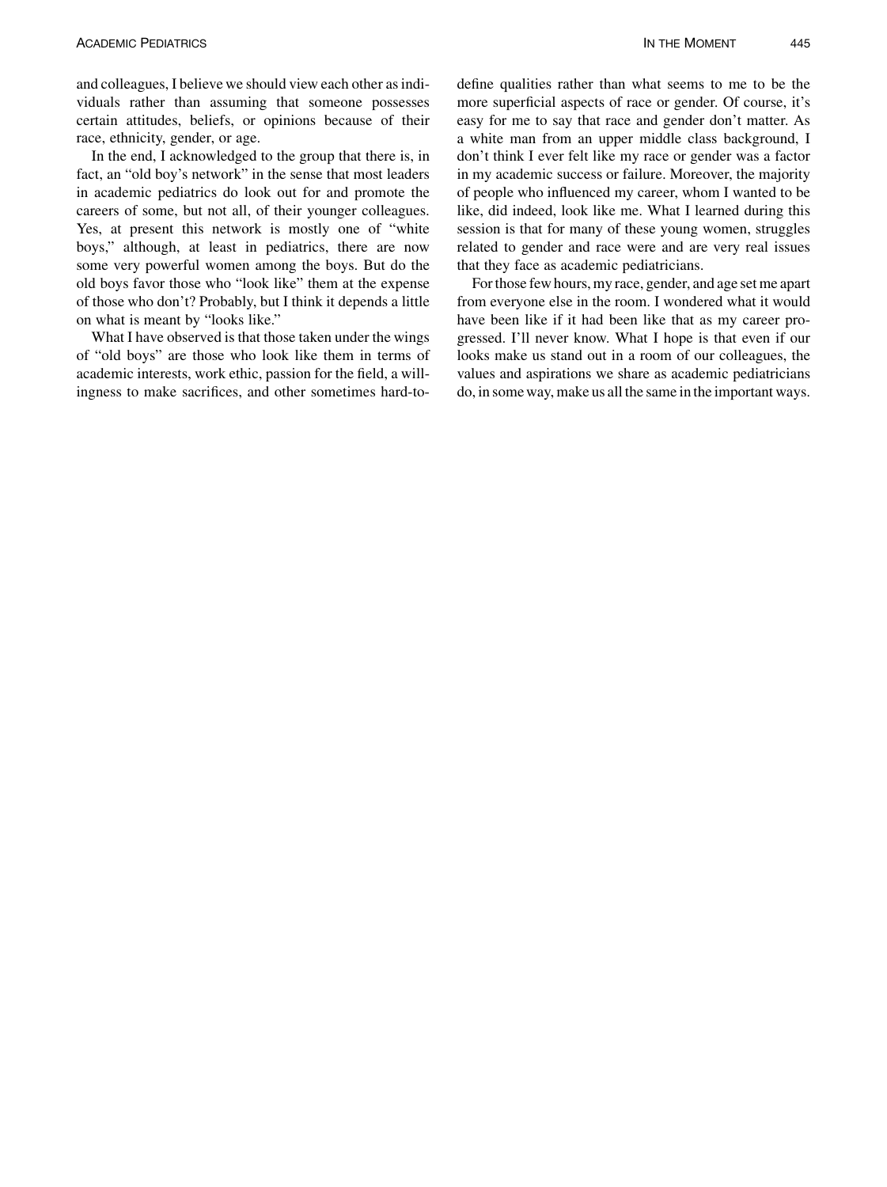and colleagues, I believe we should view each other as individuals rather than assuming that someone possesses certain attitudes, beliefs, or opinions because of their race, ethnicity, gender, or age.

In the end, I acknowledged to the group that there is, in fact, an "old boy's network" in the sense that most leaders in academic pediatrics do look out for and promote the careers of some, but not all, of their younger colleagues. Yes, at present this network is mostly one of "white boys," although, at least in pediatrics, there are now some very powerful women among the boys. But do the old boys favor those who "look like" them at the expense of those who don't? Probably, but I think it depends a little on what is meant by "looks like."

What I have observed is that those taken under the wings of "old boys" are those who look like them in terms of academic interests, work ethic, passion for the field, a willingness to make sacrifices, and other sometimes hard-to-define qualities rather than what seems to me to be the more superficial aspects of race or gender. Of course, it's easy for me to say that race and gender don't matter. As a white man from an upper middle class background, I don't think I ever felt like my race or gender was a factor in my academic success or failure. Moreover, the majority of people who influenced my career, whom I wanted to be like, did indeed, look like me. What I learned during this session is that for many of these young women, struggles related to gender and race were and are very real issues that they face as academic pediatricians.

For those few hours, my race, gender, and age set me apart from everyone else in the room. I wondered what it would have been like if it had been like that as my career progressed. I'll never know. What I hope is that even if our looks make us stand out in a room of our colleagues, the values and aspirations we share as academic pediatricians do, in some way, make us all the same in the important ways.